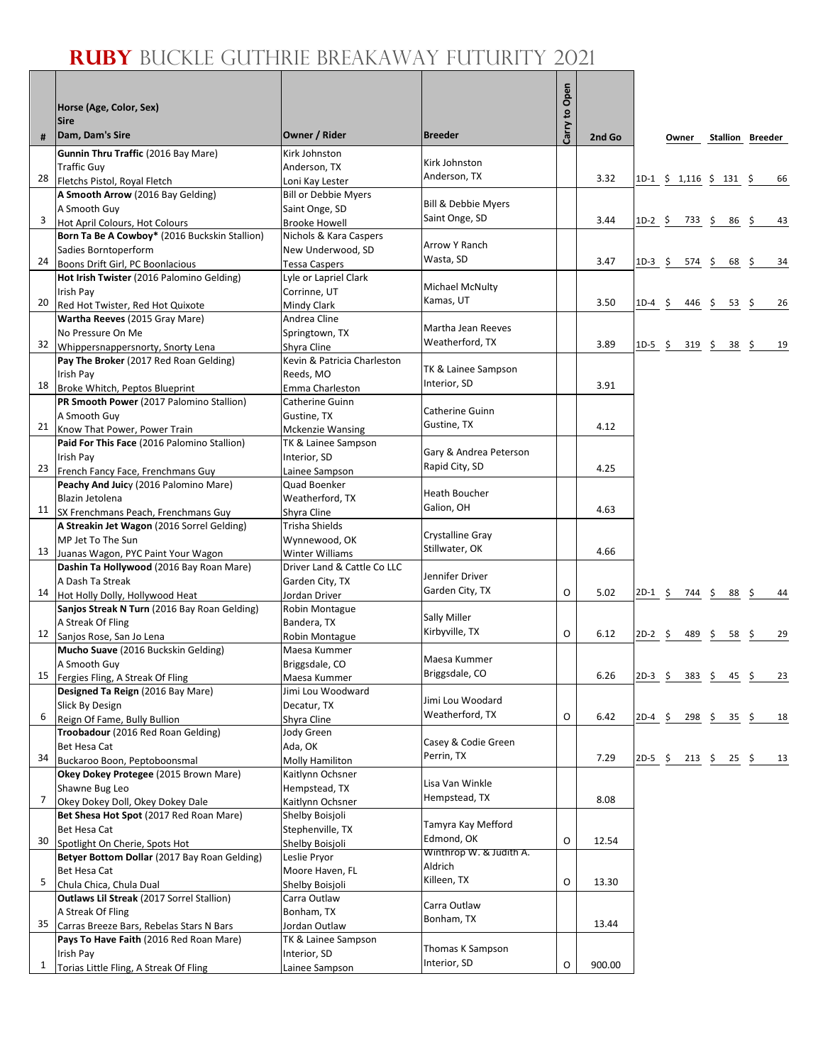# RUBY BUCKLE GUTHRIE BREAKAWAY FUTURITY 2021

| # | Horse (Age, Color, Sex)<br>Sire<br>Dam, Dam's Sire | Owner / Rider | Breeder | Carry to Open | 2nd Go | | Owner | Stallion | Breeder |
|---|---|---|---|---|---|---|---|---|---|
| 28 | **Gunnin Thru Traffic** (2016 Bay Mare)<br>Traffic Guy<br>Fletchs Pistol, Royal Fletch | Kirk Johnston<br>Anderson, TX<br>Loni Kay Lester | Kirk Johnston<br>Anderson, TX | | 3.32 | 1D-1 | $ 1,116 | $ 131 | $ 66 |
| 3 | **A Smooth Arrow** (2016 Bay Gelding)<br>A Smooth Guy<br>Hot April Colours, Hot Colours | Bill or Debbie Myers<br>Saint Onge, SD<br>Brooke Howell | Bill & Debbie Myers<br>Saint Onge, SD | | 3.44 | 1D-2 | $ 733 | $ 86 | $ 43 |
| 24 | **Born Ta Be A Cowboy*** (2016 Buckskin Stallion)<br>Sadies Borntoperform<br>Boons Drift Girl, PC Boonlacious | Nichols & Kara Caspers<br>New Underwood, SD<br>Tessa Caspers | Arrow Y Ranch<br>Wasta, SD | | 3.47 | 1D-3 | $ 574 | $ 68 | $ 34 |
| 20 | **Hot Irish Twister** (2016 Palomino Gelding)<br>Irish Pay<br>Red Hot Twister, Red Hot Quixote | Lyle or Lapriel Clark<br>Corrinne, UT<br>Mindy Clark | Michael McNulty<br>Kamas, UT | | 3.50 | 1D-4 | $ 446 | $ 53 | $ 26 |
| 32 | **Wartha Reeves** (2015 Gray Mare)<br>No Pressure On Me<br>Whippersnappersnorty, Snorty Lena | Andrea Cline<br>Springtown, TX<br>Shyra Cline | Martha Jean Reeves<br>Weatherford, TX | | 3.89 | 1D-5 | $ 319 | $ 38 | $ 19 |
| 18 | **Pay The Broker** (2017 Red Roan Gelding)<br>Irish Pay<br>Broke Whitch, Peptos Blueprint | Kevin & Patricia Charleston<br>Reeds, MO<br>Emma Charleston | TK & Lainee Sampson<br>Interior, SD | | 3.91 | | | | |
| 21 | **PR Smooth Power** (2017 Palomino Stallion)<br>A Smooth Guy<br>Know That Power, Power Train | Catherine Guinn<br>Gustine, TX<br>Mckenzie Wansing | Catherine Guinn<br>Gustine, TX | | 4.12 | | | | |
| 23 | **Paid For This Face** (2016 Palomino Stallion)<br>Irish Pay<br>French Fancy Face, Frenchmans Guy | TK & Lainee Sampson<br>Interior, SD<br>Lainee Sampson | Gary & Andrea Peterson<br>Rapid City, SD | | 4.25 | | | | |
| 11 | **Peachy And Juicy** (2016 Palomino Mare)<br>Blazin Jetolena<br>SX Frenchmans Peach, Frenchmans Guy | Quad Boenker<br>Weatherford, TX<br>Shyra Cline | Heath Boucher<br>Galion, OH | | 4.63 | | | | |
| 13 | **A Streakin Jet Wagon** (2016 Sorrel Gelding)<br>MP Jet To The Sun<br>Juanas Wagon, PYC Paint Your Wagon | Trisha Shields<br>Wynnewood, OK<br>Winter Williams | Crystalline Gray<br>Stillwater, OK | | 4.66 | | | | |
| 14 | **Dashin Ta Hollywood** (2016 Bay Roan Mare)<br>A Dash Ta Streak<br>Hot Holly Dolly, Hollywood Heat | Driver Land & Cattle Co LLC<br>Garden City, TX<br>Jordan Driver | Jennifer Driver<br>Garden City, TX | O | 5.02 | 2D-1 | $ 744 | $ 88 | $ 44 |
| 12 | **Sanjos Streak N Turn** (2016 Bay Roan Gelding)<br>A Streak Of Fling<br>Sanjos Rose, San Jo Lena | Robin Montague<br>Bandera, TX<br>Robin Montague | Sally Miller<br>Kirbyville, TX | O | 6.12 | 2D-2 | $ 489 | $ 58 | $ 29 |
| 15 | **Mucho Suave** (2016 Buckskin Gelding)<br>A Smooth Guy<br>Fergies Fling, A Streak Of Fling | Maesa Kummer<br>Briggsdale, CO<br>Maesa Kummer | Maesa Kummer<br>Briggsdale, CO | | 6.26 | 2D-3 | $ 383 | $ 45 | $ 23 |
| 6 | **Designed Ta Reign** (2016 Bay Mare)<br>Slick By Design<br>Reign Of Fame, Bully Bullion | Jimi Lou Woodward<br>Decatur, TX<br>Shyra Cline | Jimi Lou Woodard<br>Weatherford, TX | O | 6.42 | 2D-4 | $ 298 | $ 35 | $ 18 |
| 34 | **Troobadour** (2016 Red Roan Gelding)<br>Bet Hesa Cat<br>Buckaroo Boon, Peptoboonsmal | Jody Green<br>Ada, OK<br>Molly Hamiliton | Casey & Codie Green<br>Perrin, TX | | 7.29 | 2D-5 | $ 213 | $ 25 | $ 13 |
| 7 | **Okey Dokey Protegee** (2015 Brown Mare)<br>Shawne Bug Leo<br>Okey Dokey Doll, Okey Dokey Dale | Kaitlynn Ochsner<br>Hempstead, TX<br>Kaitlynn Ochsner | Lisa Van Winkle<br>Hempstead, TX | | 8.08 | | | | |
| 30 | **Bet Shesa Hot Spot** (2017 Red Roan Mare)<br>Bet Hesa Cat<br>Spotlight On Cherie, Spots Hot | Shelby Boisjoli<br>Stephenville, TX<br>Shelby Boisjoli | Tamyra Kay Mefford<br>Edmond, OK | O | 12.54 | | | | |
| 5 | **Betyer Bottom Dollar** (2017 Bay Roan Gelding)<br>Bet Hesa Cat<br>Chula Chica, Chula Dual | Leslie Pryor<br>Moore Haven, FL<br>Shelby Boisjoli | Winthrop W. & Judith A. Aldrich<br>Killeen, TX | O | 13.30 | | | | |
| 35 | **Outlaws Lil Streak** (2017 Sorrel Stallion)<br>A Streak Of Fling<br>Carras Breeze Bars, Rebelas Stars N Bars | Carra Outlaw<br>Bonham, TX<br>Jordan Outlaw | Carra Outlaw<br>Bonham, TX | | 13.44 | | | | |
| 1 | **Pays To Have Faith** (2016 Red Roan Mare)<br>Irish Pay<br>Torias Little Fling, A Streak Of Fling | TK & Lainee Sampson<br>Interior, SD<br>Lainee Sampson | Thomas K Sampson<br>Interior, SD | O | 900.00 | | | | |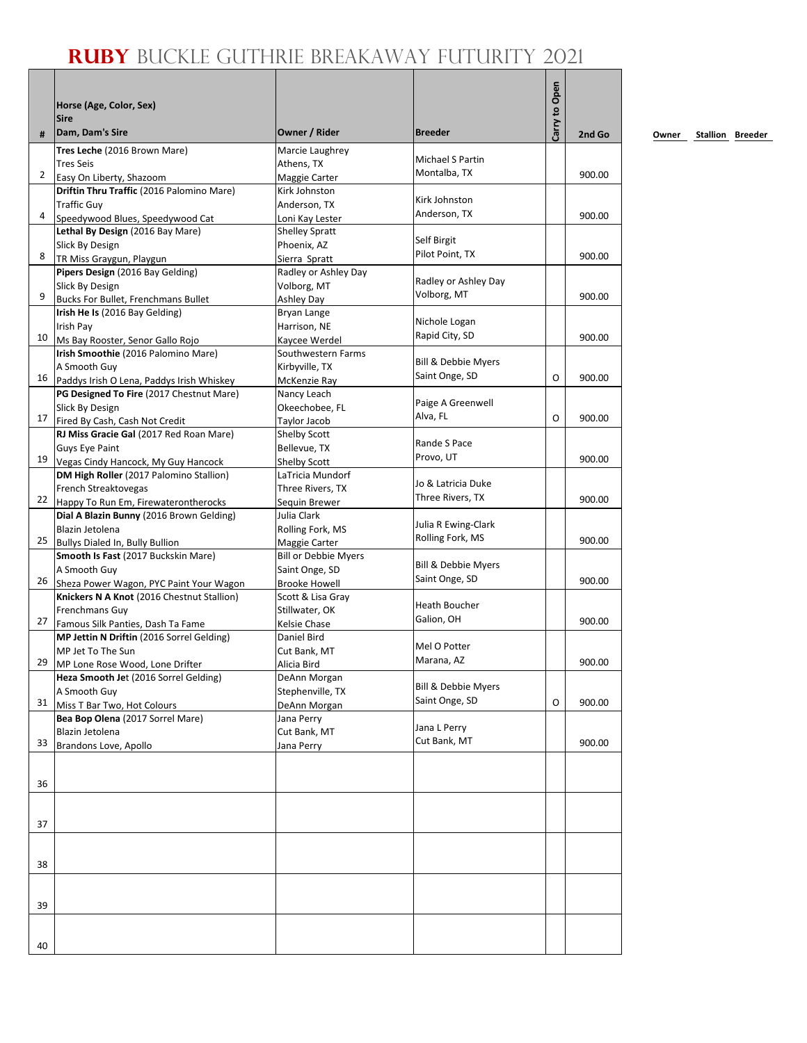# **RUBY** BUCKLE GUTHRIE BREAKAWAY FUTURITY 2021

| # | Horse (Age, Color, Sex)<br>Sire<br>Dam, Dam's Sire | Owner / Rider | Breeder | Carry to Open | 2nd Go |
|---|---|---|---|---|---|
| 2 | **Tres Leche** (2016 Brown Mare)<br>Tres Seis<br>Easy On Liberty, Shazoom | Marcie Laughrey<br>Athens, TX<br>Maggie Carter | Michael S Partin<br>Montalba, TX | | 900.00 |
| 4 | **Driftin Thru Traffic** (2016 Palomino Mare)<br>Traffic Guy<br>Speedywood Blues, Speedywood Cat | Kirk Johnston<br>Anderson, TX<br>Loni Kay Lester | Kirk Johnston<br>Anderson, TX | | 900.00 |
| 8 | **Lethal By Design** (2016 Bay Mare)<br>Slick By Design<br>TR Miss Graygun, Playgun | Shelley Spratt<br>Phoenix, AZ<br>Sierra Spratt | Self Birgit<br>Pilot Point, TX | | 900.00 |
| 9 | **Pipers Design** (2016 Bay Gelding)<br>Slick By Design<br>Bucks For Bullet, Frenchmans Bullet | Radley or Ashley Day<br>Volborg, MT<br>Ashley Day | Radley or Ashley Day<br>Volborg, MT | | 900.00 |
| 10 | **Irish He Is** (2016 Bay Gelding)<br>Irish Pay<br>Ms Bay Rooster, Senor Gallo Rojo | Bryan Lange<br>Harrison, NE<br>Kaycee Werdel | Nichole Logan<br>Rapid City, SD | | 900.00 |
| 16 | **Irish Smoothie** (2016 Palomino Mare)<br>A Smooth Guy<br>Paddys Irish O Lena, Paddys Irish Whiskey | Southwestern Farms<br>Kirbyville, TX<br>McKenzie Ray | Bill & Debbie Myers<br>Saint Onge, SD | O | 900.00 |
| 17 | **PG Designed To Fire** (2017 Chestnut Mare)<br>Slick By Design<br>Fired By Cash, Cash Not Credit | Nancy Leach<br>Okeechobee, FL<br>Taylor Jacob | Paige A Greenwell<br>Alva, FL | O | 900.00 |
| 19 | **RJ Miss Gracie Gal** (2017 Red Roan Mare)<br>Guys Eye Paint<br>Vegas Cindy Hancock, My Guy Hancock | Shelby Scott<br>Bellevue, TX<br>Shelby Scott | Rande S Pace<br>Provo, UT | | 900.00 |
| 22 | **DM High Roller** (2017 Palomino Stallion)<br>French Streaktovegas<br>Happy To Run Em, Firewaterontherocks | LaTricia Mundorf<br>Three Rivers, TX<br>Sequin Brewer | Jo & Latricia Duke<br>Three Rivers, TX | | 900.00 |
| 25 | **Dial A Blazin Bunny** (2016 Brown Gelding)<br>Blazin Jetolena<br>Bullys Dialed In, Bully Bullion | Julia Clark<br>Rolling Fork, MS<br>Maggie Carter | Julia R Ewing-Clark<br>Rolling Fork, MS | | 900.00 |
| 26 | **Smooth Is Fast** (2017 Buckskin Mare)<br>A Smooth Guy<br>Sheza Power Wagon, PYC Paint Your Wagon | Bill or Debbie Myers<br>Saint Onge, SD<br>Brooke Howell | Bill & Debbie Myers<br>Saint Onge, SD | | 900.00 |
| 27 | **Knickers N A Knot** (2016 Chestnut Stallion)<br>Frenchmans Guy<br>Famous Silk Panties, Dash Ta Fame | Scott & Lisa Gray<br>Stillwater, OK<br>Kelsie Chase | Heath Boucher<br>Galion, OH | | 900.00 |
| 29 | **MP Jettin N Driftin** (2016 Sorrel Gelding)<br>MP Jet To The Sun<br>MP Lone Rose Wood, Lone Drifter | Daniel Bird<br>Cut Bank, MT<br>Alicia Bird | Mel O Potter<br>Marana, AZ | | 900.00 |
| 31 | **Heza Smooth Jet** (2016 Sorrel Gelding)<br>A Smooth Guy<br>Miss T Bar Two, Hot Colours | DeAnn Morgan<br>Stephenville, TX<br>DeAnn Morgan | Bill & Debbie Myers<br>Saint Onge, SD | O | 900.00 |
| 33 | **Bea Bop Olena** (2017 Sorrel Mare)<br>Blazin Jetolena<br>Brandons Love, Apollo | Jana Perry<br>Cut Bank, MT<br>Jana Perry | Jana L Perry<br>Cut Bank, MT | | 900.00 |
| 36 | | | | | |
| 37 | | | | | |
| 38 | | | | | |
| 39 | | | | | |
| 40 | | | | | |

Owner Stallion Breeder